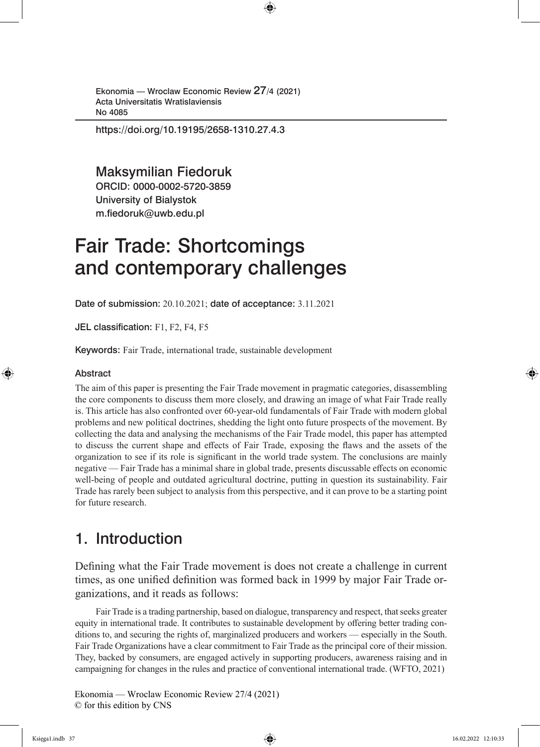Ekonomia — Wroclaw Economic Review 27/4 (2021)
Acta Universitatis Wratislaviensis
No 4085

https://doi.org/10.19195/2658-1310.27.4.3

Maksymilian Fiedoruk
ORCID: 0000-0002-5720-3859
University of Bialystok
m.fiedoruk@uwb.edu.pl

# Fair Trade: Shortcomings and contemporary challenges

**Date of submission:** 20.10.2021; **date of acceptance:** 3.11.2021

**JEL classification:** F1, F2, F4, F5

**Keywords:** Fair Trade, international trade, sustainable development

### Abstract

The aim of this paper is presenting the Fair Trade movement in pragmatic categories, disassembling the core components to discuss them more closely, and drawing an image of what Fair Trade really is. This article has also confronted over 60-year-old fundamentals of Fair Trade with modern global problems and new political doctrines, shedding the light onto future prospects of the movement. By collecting the data and analysing the mechanisms of the Fair Trade model, this paper has attempted to discuss the current shape and effects of Fair Trade, exposing the flaws and the assets of the organization to see if its role is significant in the world trade system. The conclusions are mainly negative — Fair Trade has a minimal share in global trade, presents discussable effects on economic well-being of people and outdated agricultural doctrine, putting in question its sustainability. Fair Trade has rarely been subject to analysis from this perspective, and it can prove to be a starting point for future research.

## 1. Introduction

Defining what the Fair Trade movement is does not create a challenge in current times, as one unified definition was formed back in 1999 by major Fair Trade organizations, and it reads as follows:

> Fair Trade is a trading partnership, based on dialogue, transparency and respect, that seeks greater equity in international trade. It contributes to sustainable development by offering better trading conditions to, and securing the rights of, marginalized producers and workers — especially in the South. Fair Trade Organizations have a clear commitment to Fair Trade as the principal core of their mission. They, backed by consumers, are engaged actively in supporting producers, awareness raising and in campaigning for changes in the rules and practice of conventional international trade. (WFTO, 2021)

Ekonomia — Wroclaw Economic Review 27/4 (2021)
© for this edition by CNS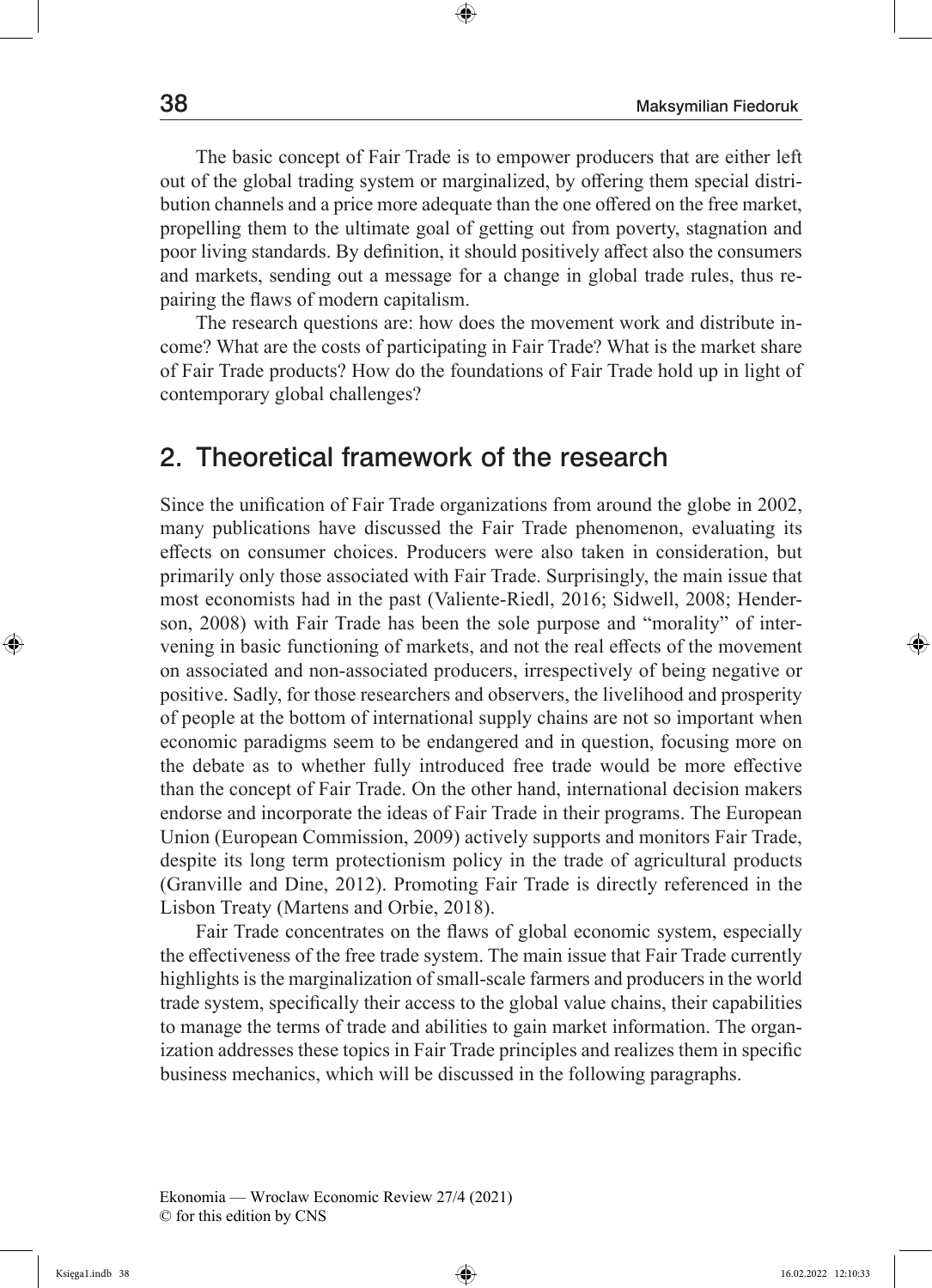The basic concept of Fair Trade is to empower producers that are either left out of the global trading system or marginalized, by offering them special distribution channels and a price more adequate than the one offered on the free market, propelling them to the ultimate goal of getting out from poverty, stagnation and poor living standards. By definition, it should positively affect also the consumers and markets, sending out a message for a change in global trade rules, thus repairing the flaws of modern capitalism.

The research questions are: how does the movement work and distribute income? What are the costs of participating in Fair Trade? What is the market share of Fair Trade products? How do the foundations of Fair Trade hold up in light of contemporary global challenges?

## 2. Theoretical framework of the research

Since the unification of Fair Trade organizations from around the globe in 2002, many publications have discussed the Fair Trade phenomenon, evaluating its effects on consumer choices. Producers were also taken in consideration, but primarily only those associated with Fair Trade. Surprisingly, the main issue that most economists had in the past (Valiente-Riedl, 2016; Sidwell, 2008; Henderson, 2008) with Fair Trade has been the sole purpose and "morality" of intervening in basic functioning of markets, and not the real effects of the movement on associated and non-associated producers, irrespectively of being negative or positive. Sadly, for those researchers and observers, the livelihood and prosperity of people at the bottom of international supply chains are not so important when economic paradigms seem to be endangered and in question, focusing more on the debate as to whether fully introduced free trade would be more effective than the concept of Fair Trade. On the other hand, international decision makers endorse and incorporate the ideas of Fair Trade in their programs. The European Union (European Commission, 2009) actively supports and monitors Fair Trade, despite its long term protectionism policy in the trade of agricultural products (Granville and Dine, 2012). Promoting Fair Trade is directly referenced in the Lisbon Treaty (Martens and Orbie, 2018).

Fair Trade concentrates on the flaws of global economic system, especially the effectiveness of the free trade system. The main issue that Fair Trade currently highlights is the marginalization of small-scale farmers and producers in the world trade system, specifically their access to the global value chains, their capabilities to manage the terms of trade and abilities to gain market information. The organization addresses these topics in Fair Trade principles and realizes them in specific business mechanics, which will be discussed in the following paragraphs.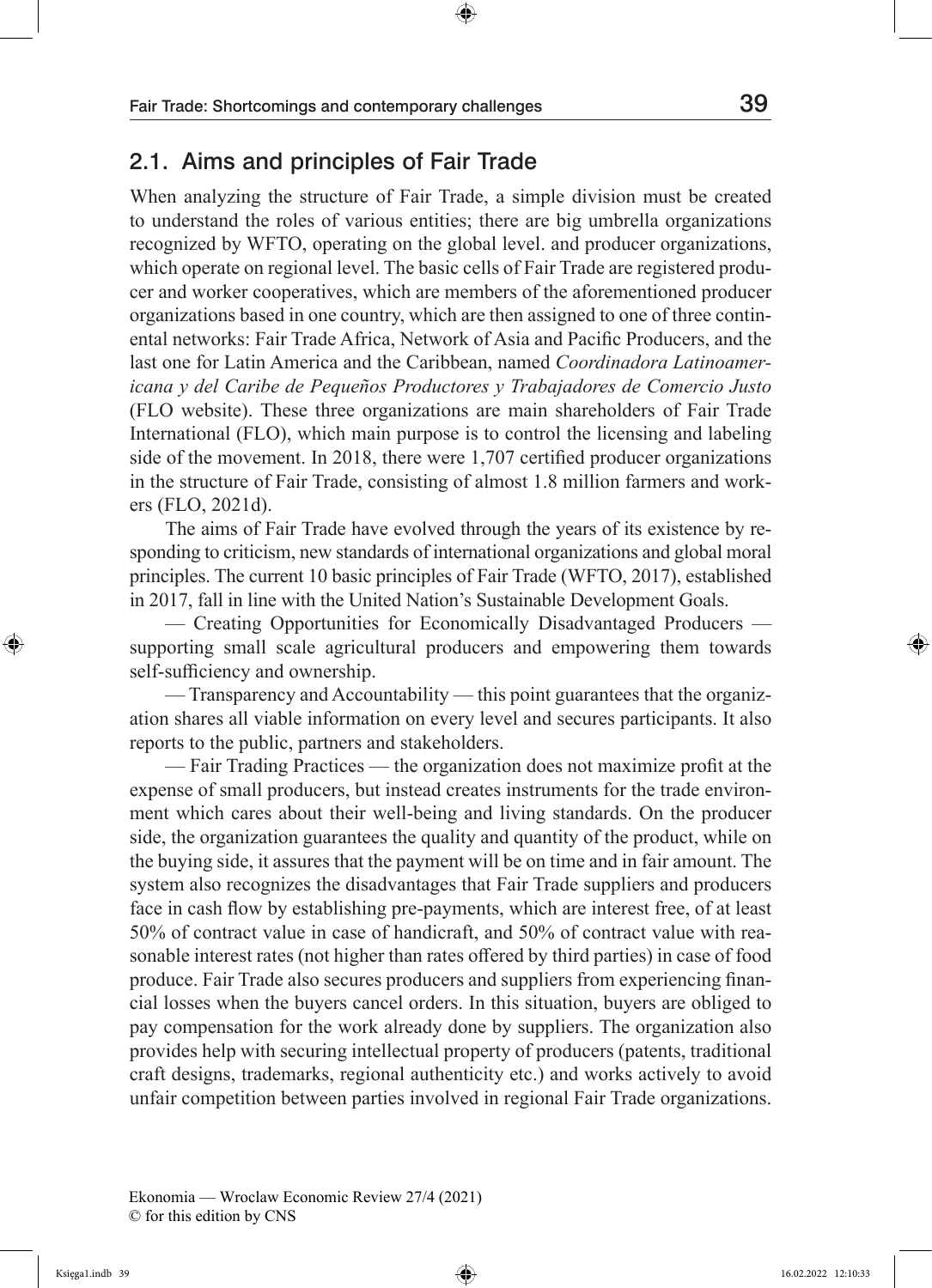## 2.1. Aims and principles of Fair Trade

When analyzing the structure of Fair Trade, a simple division must be created to understand the roles of various entities; there are big umbrella organizations recognized by WFTO, operating on the global level. and producer organizations, which operate on regional level. The basic cells of Fair Trade are registered producer and worker cooperatives, which are members of the aforementioned producer organizations based in one country, which are then assigned to one of three continental networks: Fair Trade Africa, Network of Asia and Pacific Producers, and the last one for Latin America and the Caribbean, named *Coordinadora Latinoamericana y del Caribe de Pequeños Productores y Trabajadores de Comercio Justo* (FLO website). These three organizations are main shareholders of Fair Trade International (FLO), which main purpose is to control the licensing and labeling side of the movement. In 2018, there were 1,707 certified producer organizations in the structure of Fair Trade, consisting of almost 1.8 million farmers and workers (FLO, 2021d).

The aims of Fair Trade have evolved through the years of its existence by responding to criticism, new standards of international organizations and global moral principles. The current 10 basic principles of Fair Trade (WFTO, 2017), established in 2017, fall in line with the United Nation's Sustainable Development Goals.

— Creating Opportunities for Economically Disadvantaged Producers — supporting small scale agricultural producers and empowering them towards self-sufficiency and ownership.

— Transparency and Accountability — this point guarantees that the organization shares all viable information on every level and secures participants. It also reports to the public, partners and stakeholders.

— Fair Trading Practices — the organization does not maximize profit at the expense of small producers, but instead creates instruments for the trade environment which cares about their well-being and living standards. On the producer side, the organization guarantees the quality and quantity of the product, while on the buying side, it assures that the payment will be on time and in fair amount. The system also recognizes the disadvantages that Fair Trade suppliers and producers face in cash flow by establishing pre-payments, which are interest free, of at least 50% of contract value in case of handicraft, and 50% of contract value with reasonable interest rates (not higher than rates offered by third parties) in case of food produce. Fair Trade also secures producers and suppliers from experiencing financial losses when the buyers cancel orders. In this situation, buyers are obliged to pay compensation for the work already done by suppliers. The organization also provides help with securing intellectual property of producers (patents, traditional craft designs, trademarks, regional authenticity etc.) and works actively to avoid unfair competition between parties involved in regional Fair Trade organizations.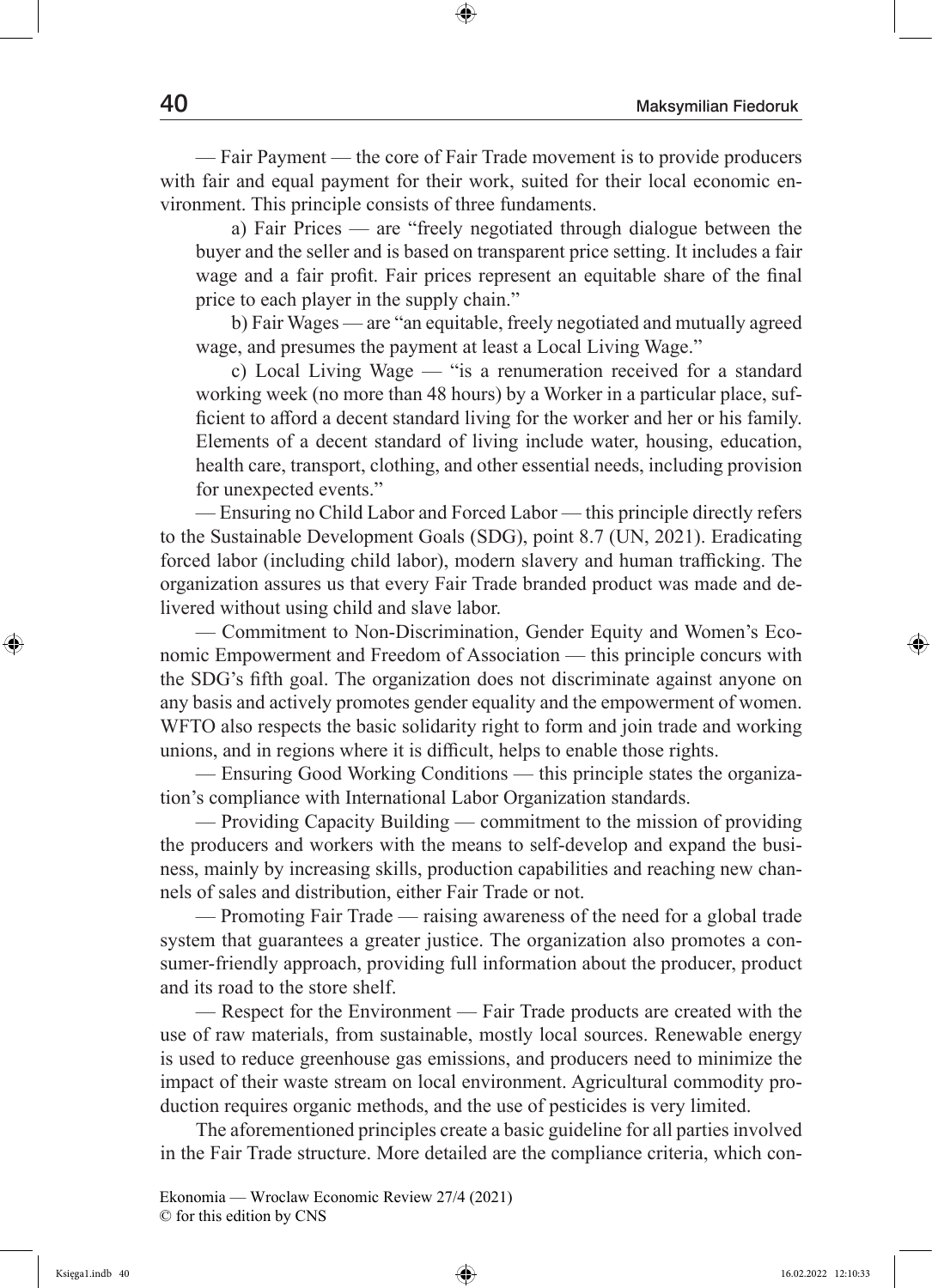— Fair Payment — the core of Fair Trade movement is to provide producers with fair and equal payment for their work, suited for their local economic environment. This principle consists of three fundaments.

> a) Fair Prices — are "freely negotiated through dialogue between the buyer and the seller and is based on transparent price setting. It includes a fair wage and a fair profit. Fair prices represent an equitable share of the final price to each player in the supply chain."
>
> b) Fair Wages — are "an equitable, freely negotiated and mutually agreed wage, and presumes the payment at least a Local Living Wage."
>
> c) Local Living Wage — "is a renumeration received for a standard working week (no more than 48 hours) by a Worker in a particular place, sufficient to afford a decent standard living for the worker and her or his family. Elements of a decent standard of living include water, housing, education, health care, transport, clothing, and other essential needs, including provision for unexpected events."

— Ensuring no Child Labor and Forced Labor — this principle directly refers to the Sustainable Development Goals (SDG), point 8.7 (UN, 2021). Eradicating forced labor (including child labor), modern slavery and human trafficking. The organization assures us that every Fair Trade branded product was made and delivered without using child and slave labor.

— Commitment to Non-Discrimination, Gender Equity and Women's Economic Empowerment and Freedom of Association — this principle concurs with the SDG's fifth goal. The organization does not discriminate against anyone on any basis and actively promotes gender equality and the empowerment of women. WFTO also respects the basic solidarity right to form and join trade and working unions, and in regions where it is difficult, helps to enable those rights.

— Ensuring Good Working Conditions — this principle states the organization's compliance with International Labor Organization standards.

— Providing Capacity Building — commitment to the mission of providing the producers and workers with the means to self-develop and expand the business, mainly by increasing skills, production capabilities and reaching new channels of sales and distribution, either Fair Trade or not.

— Promoting Fair Trade — raising awareness of the need for a global trade system that guarantees a greater justice. The organization also promotes a consumer-friendly approach, providing full information about the producer, product and its road to the store shelf.

— Respect for the Environment — Fair Trade products are created with the use of raw materials, from sustainable, mostly local sources. Renewable energy is used to reduce greenhouse gas emissions, and producers need to minimize the impact of their waste stream on local environment. Agricultural commodity production requires organic methods, and the use of pesticides is very limited.

The aforementioned principles create a basic guideline for all parties involved in the Fair Trade structure. More detailed are the compliance criteria, which con-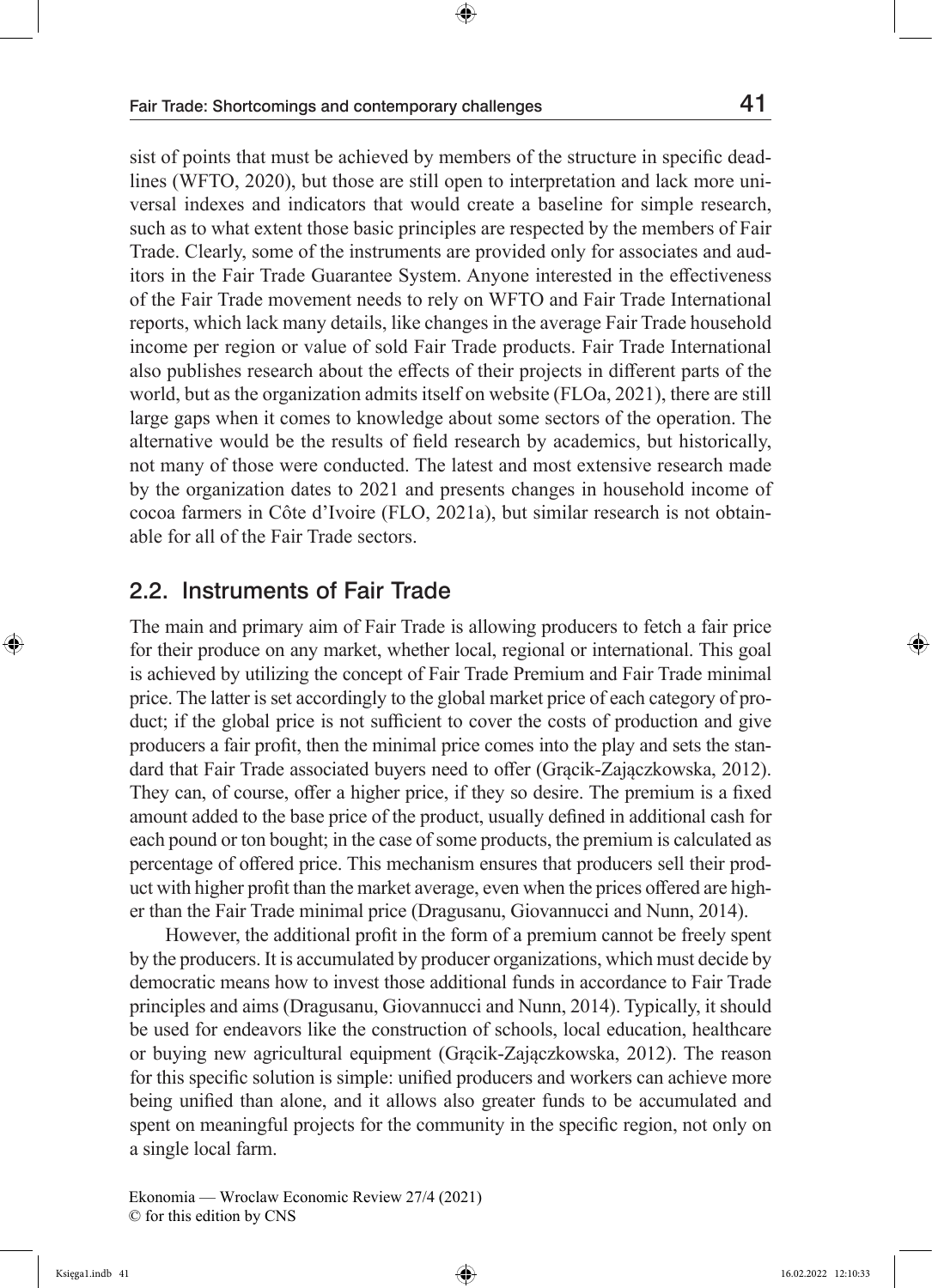sist of points that must be achieved by members of the structure in specific deadlines (WFTO, 2020), but those are still open to interpretation and lack more universal indexes and indicators that would create a baseline for simple research, such as to what extent those basic principles are respected by the members of Fair Trade. Clearly, some of the instruments are provided only for associates and auditors in the Fair Trade Guarantee System. Anyone interested in the effectiveness of the Fair Trade movement needs to rely on WFTO and Fair Trade International reports, which lack many details, like changes in the average Fair Trade household income per region or value of sold Fair Trade products. Fair Trade International also publishes research about the effects of their projects in different parts of the world, but as the organization admits itself on website (FLOa, 2021), there are still large gaps when it comes to knowledge about some sectors of the operation. The alternative would be the results of field research by academics, but historically, not many of those were conducted. The latest and most extensive research made by the organization dates to 2021 and presents changes in household income of cocoa farmers in Côte d'Ivoire (FLO, 2021a), but similar research is not obtainable for all of the Fair Trade sectors.

## 2.2. Instruments of Fair Trade

The main and primary aim of Fair Trade is allowing producers to fetch a fair price for their produce on any market, whether local, regional or international. This goal is achieved by utilizing the concept of Fair Trade Premium and Fair Trade minimal price. The latter is set accordingly to the global market price of each category of product; if the global price is not sufficient to cover the costs of production and give producers a fair profit, then the minimal price comes into the play and sets the standard that Fair Trade associated buyers need to offer (Grącik-Zajączkowska, 2012). They can, of course, offer a higher price, if they so desire. The premium is a fixed amount added to the base price of the product, usually defined in additional cash for each pound or ton bought; in the case of some products, the premium is calculated as percentage of offered price. This mechanism ensures that producers sell their product with higher profit than the market average, even when the prices offered are higher than the Fair Trade minimal price (Dragusanu, Giovannucci and Nunn, 2014).

However, the additional profit in the form of a premium cannot be freely spent by the producers. It is accumulated by producer organizations, which must decide by democratic means how to invest those additional funds in accordance to Fair Trade principles and aims (Dragusanu, Giovannucci and Nunn, 2014). Typically, it should be used for endeavors like the construction of schools, local education, healthcare or buying new agricultural equipment (Grącik-Zajączkowska, 2012). The reason for this specific solution is simple: unified producers and workers can achieve more being unified than alone, and it allows also greater funds to be accumulated and spent on meaningful projects for the community in the specific region, not only on a single local farm.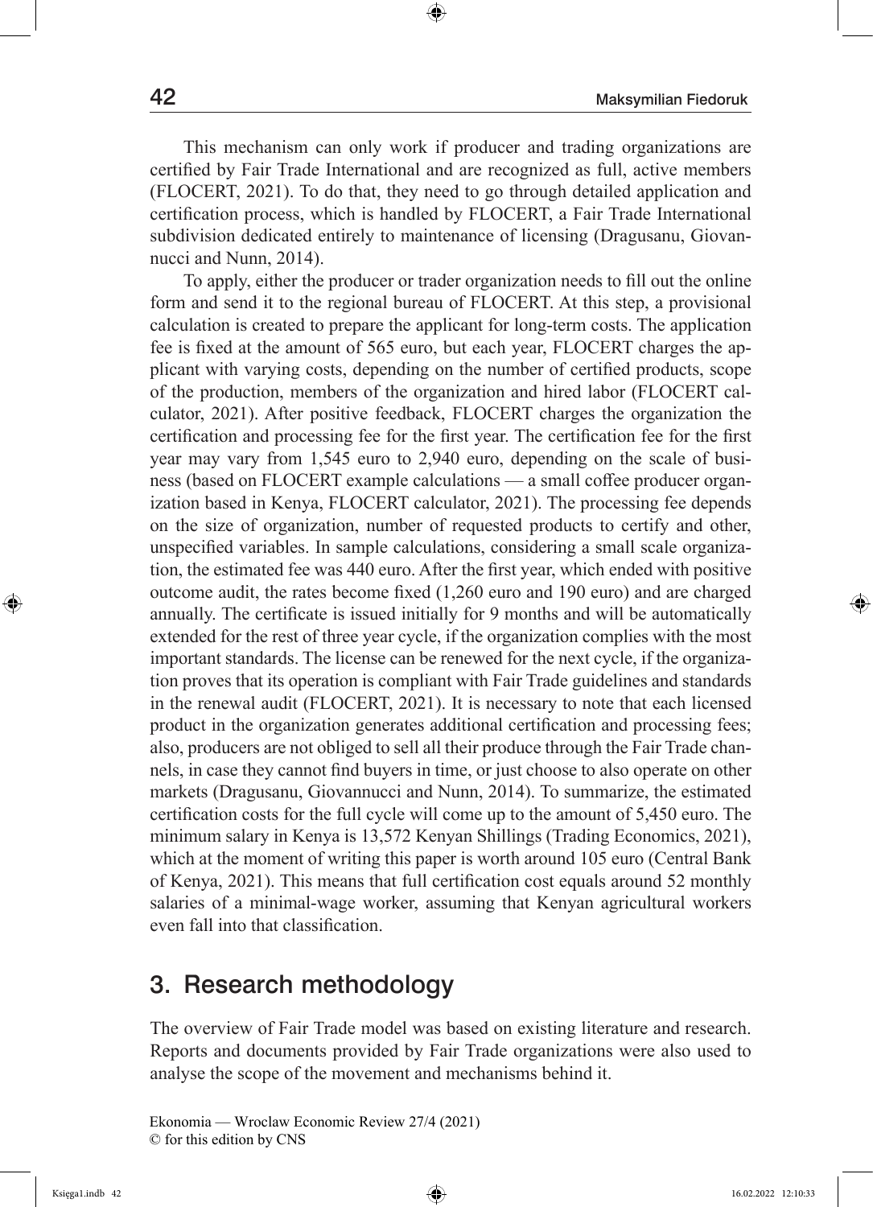This mechanism can only work if producer and trading organizations are certified by Fair Trade International and are recognized as full, active members (FLOCERT, 2021). To do that, they need to go through detailed application and certification process, which is handled by FLOCERT, a Fair Trade International subdivision dedicated entirely to maintenance of licensing (Dragusanu, Giovannucci and Nunn, 2014).

To apply, either the producer or trader organization needs to fill out the online form and send it to the regional bureau of FLOCERT. At this step, a provisional calculation is created to prepare the applicant for long-term costs. The application fee is fixed at the amount of 565 euro, but each year, FLOCERT charges the applicant with varying costs, depending on the number of certified products, scope of the production, members of the organization and hired labor (FLOCERT calculator, 2021). After positive feedback, FLOCERT charges the organization the certification and processing fee for the first year. The certification fee for the first year may vary from 1,545 euro to 2,940 euro, depending on the scale of business (based on FLOCERT example calculations — a small coffee producer organization based in Kenya, FLOCERT calculator, 2021). The processing fee depends on the size of organization, number of requested products to certify and other, unspecified variables. In sample calculations, considering a small scale organization, the estimated fee was 440 euro. After the first year, which ended with positive outcome audit, the rates become fixed (1,260 euro and 190 euro) and are charged annually. The certificate is issued initially for 9 months and will be automatically extended for the rest of three year cycle, if the organization complies with the most important standards. The license can be renewed for the next cycle, if the organization proves that its operation is compliant with Fair Trade guidelines and standards in the renewal audit (FLOCERT, 2021). It is necessary to note that each licensed product in the organization generates additional certification and processing fees; also, producers are not obliged to sell all their produce through the Fair Trade channels, in case they cannot find buyers in time, or just choose to also operate on other markets (Dragusanu, Giovannucci and Nunn, 2014). To summarize, the estimated certification costs for the full cycle will come up to the amount of 5,450 euro. The minimum salary in Kenya is 13,572 Kenyan Shillings (Trading Economics, 2021), which at the moment of writing this paper is worth around 105 euro (Central Bank of Kenya, 2021). This means that full certification cost equals around 52 monthly salaries of a minimal-wage worker, assuming that Kenyan agricultural workers even fall into that classification.

## 3. Research methodology

The overview of Fair Trade model was based on existing literature and research. Reports and documents provided by Fair Trade organizations were also used to analyse the scope of the movement and mechanisms behind it.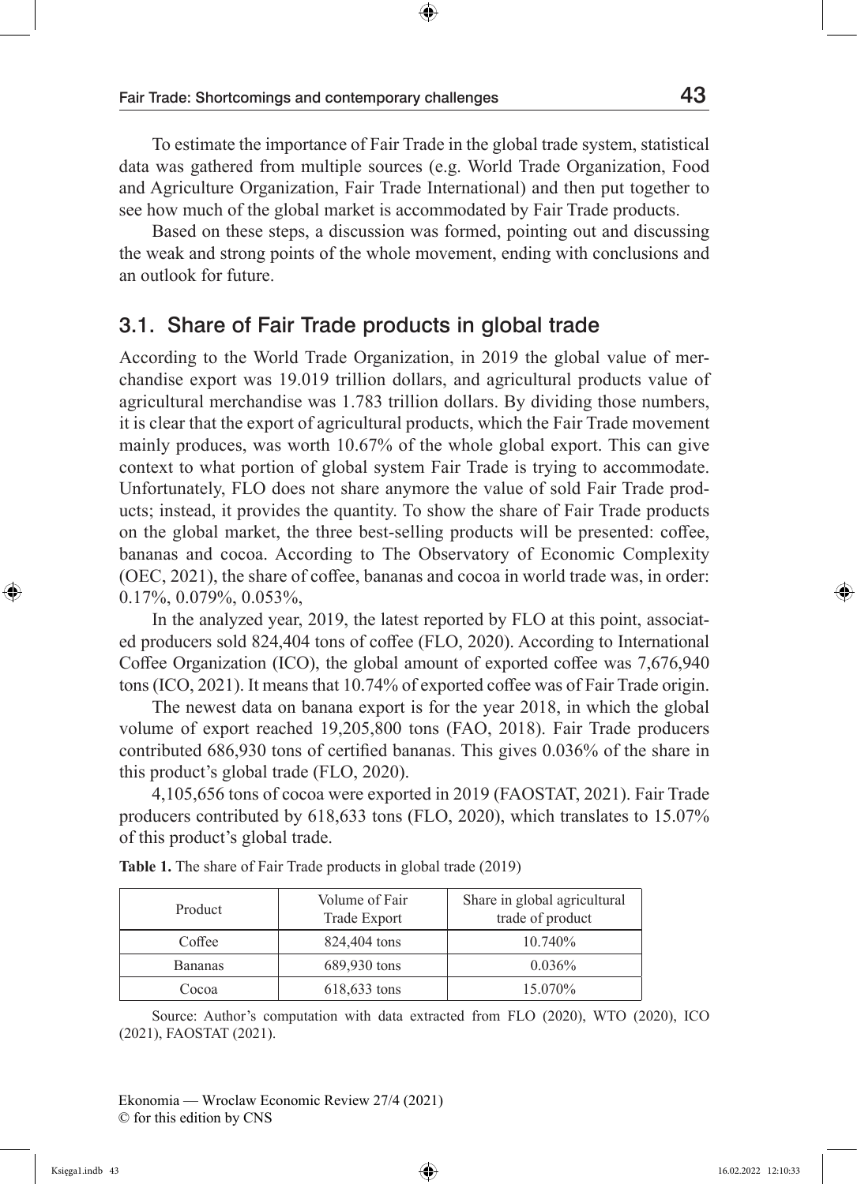To estimate the importance of Fair Trade in the global trade system, statistical data was gathered from multiple sources (e.g. World Trade Organization, Food and Agriculture Organization, Fair Trade International) and then put together to see how much of the global market is accommodated by Fair Trade products.

Based on these steps, a discussion was formed, pointing out and discussing the weak and strong points of the whole movement, ending with conclusions and an outlook for future.

## 3.1. Share of Fair Trade products in global trade

According to the World Trade Organization, in 2019 the global value of merchandise export was 19.019 trillion dollars, and agricultural products value of agricultural merchandise was 1.783 trillion dollars. By dividing those numbers, it is clear that the export of agricultural products, which the Fair Trade movement mainly produces, was worth 10.67% of the whole global export. This can give context to what portion of global system Fair Trade is trying to accommodate. Unfortunately, FLO does not share anymore the value of sold Fair Trade products; instead, it provides the quantity. To show the share of Fair Trade products on the global market, the three best-selling products will be presented: coffee, bananas and cocoa. According to The Observatory of Economic Complexity (OEC, 2021), the share of coffee, bananas and cocoa in world trade was, in order: 0.17%, 0.079%, 0.053%,

In the analyzed year, 2019, the latest reported by FLO at this point, associated producers sold 824,404 tons of coffee (FLO, 2020). According to International Coffee Organization (ICO), the global amount of exported coffee was 7,676,940 tons (ICO, 2021). It means that 10.74% of exported coffee was of Fair Trade origin.

The newest data on banana export is for the year 2018, in which the global volume of export reached 19,205,800 tons (FAO, 2018). Fair Trade producers contributed 686,930 tons of certified bananas. This gives 0.036% of the share in this product's global trade (FLO, 2020).

4,105,656 tons of cocoa were exported in 2019 (FAOSTAT, 2021). Fair Trade producers contributed by 618,633 tons (FLO, 2020), which translates to 15.07% of this product's global trade.

**Table 1.** The share of Fair Trade products in global trade (2019)

| Product | Volume of Fair Trade Export | Share in global agricultural trade of product |
|---|---|---|
| Coffee | 824,404 tons | 10.740% |
| Bananas | 689,930 tons | 0.036% |
| Cocoa | 618,633 tons | 15.070% |

Source: Author's computation with data extracted from FLO (2020), WTO (2020), ICO (2021), FAOSTAT (2021).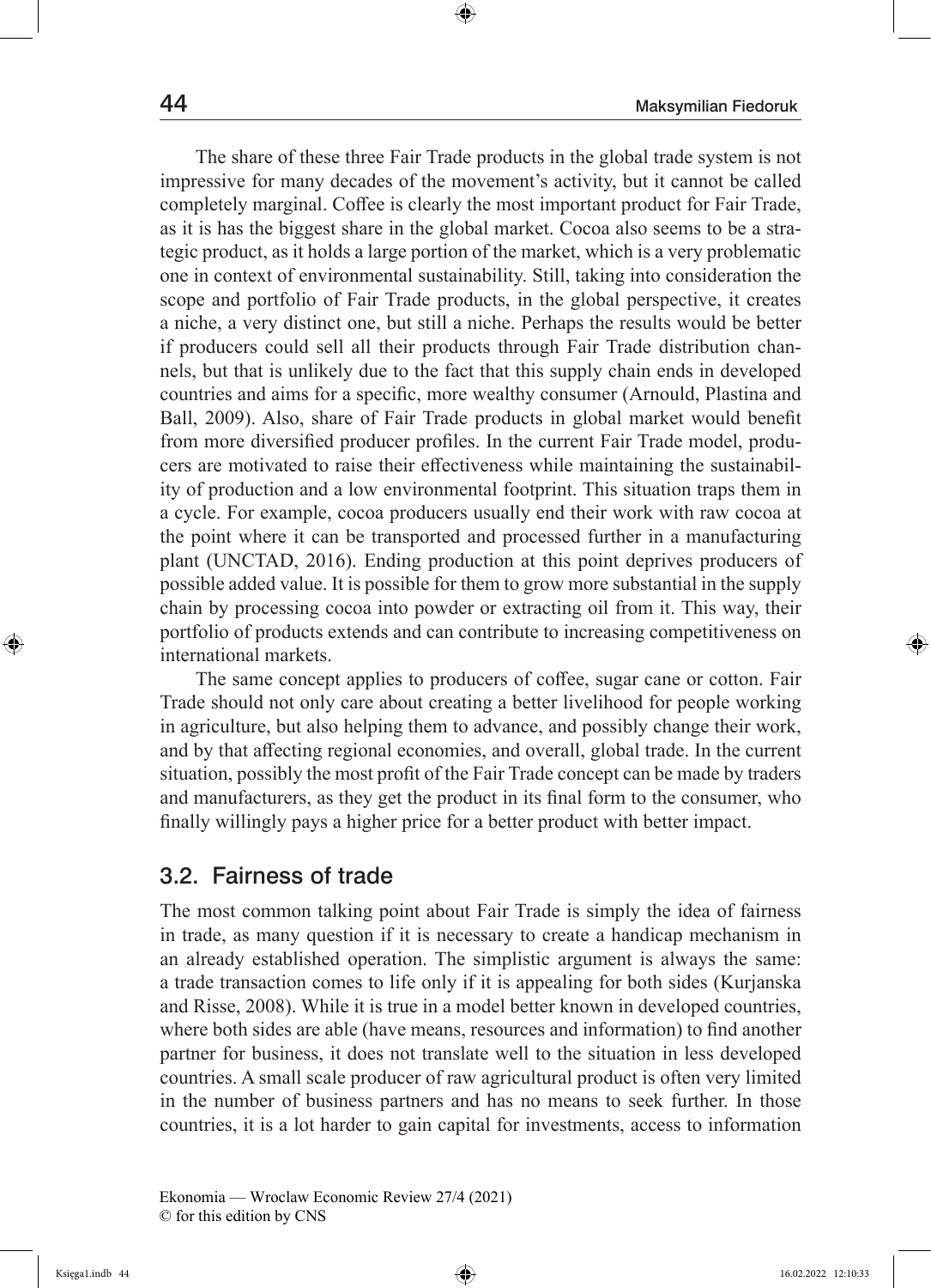The share of these three Fair Trade products in the global trade system is not impressive for many decades of the movement's activity, but it cannot be called completely marginal. Coffee is clearly the most important product for Fair Trade, as it is has the biggest share in the global market. Cocoa also seems to be a strategic product, as it holds a large portion of the market, which is a very problematic one in context of environmental sustainability. Still, taking into consideration the scope and portfolio of Fair Trade products, in the global perspective, it creates a niche, a very distinct one, but still a niche. Perhaps the results would be better if producers could sell all their products through Fair Trade distribution channels, but that is unlikely due to the fact that this supply chain ends in developed countries and aims for a specific, more wealthy consumer (Arnould, Plastina and Ball, 2009). Also, share of Fair Trade products in global market would benefit from more diversified producer profiles. In the current Fair Trade model, producers are motivated to raise their effectiveness while maintaining the sustainability of production and a low environmental footprint. This situation traps them in a cycle. For example, cocoa producers usually end their work with raw cocoa at the point where it can be transported and processed further in a manufacturing plant (UNCTAD, 2016). Ending production at this point deprives producers of possible added value. It is possible for them to grow more substantial in the supply chain by processing cocoa into powder or extracting oil from it. This way, their portfolio of products extends and can contribute to increasing competitiveness on international markets.

The same concept applies to producers of coffee, sugar cane or cotton. Fair Trade should not only care about creating a better livelihood for people working in agriculture, but also helping them to advance, and possibly change their work, and by that affecting regional economies, and overall, global trade. In the current situation, possibly the most profit of the Fair Trade concept can be made by traders and manufacturers, as they get the product in its final form to the consumer, who finally willingly pays a higher price for a better product with better impact.

## 3.2. Fairness of trade

The most common talking point about Fair Trade is simply the idea of fairness in trade, as many question if it is necessary to create a handicap mechanism in an already established operation. The simplistic argument is always the same: a trade transaction comes to life only if it is appealing for both sides (Kurjanska and Risse, 2008). While it is true in a model better known in developed countries, where both sides are able (have means, resources and information) to find another partner for business, it does not translate well to the situation in less developed countries. A small scale producer of raw agricultural product is often very limited in the number of business partners and has no means to seek further. In those countries, it is a lot harder to gain capital for investments, access to information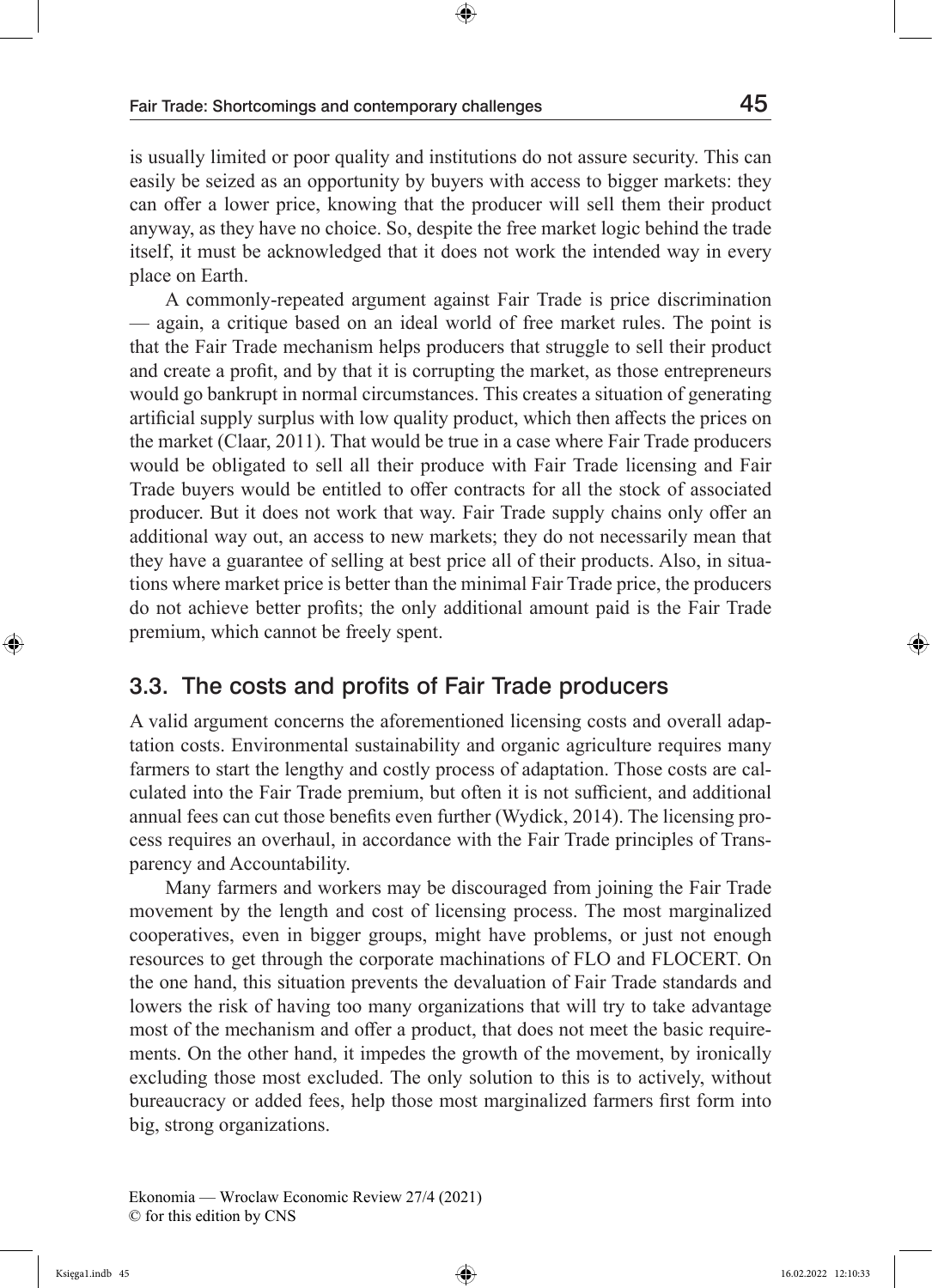is usually limited or poor quality and institutions do not assure security. This can easily be seized as an opportunity by buyers with access to bigger markets: they can offer a lower price, knowing that the producer will sell them their product anyway, as they have no choice. So, despite the free market logic behind the trade itself, it must be acknowledged that it does not work the intended way in every place on Earth.

A commonly-repeated argument against Fair Trade is price discrimination — again, a critique based on an ideal world of free market rules. The point is that the Fair Trade mechanism helps producers that struggle to sell their product and create a profit, and by that it is corrupting the market, as those entrepreneurs would go bankrupt in normal circumstances. This creates a situation of generating artificial supply surplus with low quality product, which then affects the prices on the market (Claar, 2011). That would be true in a case where Fair Trade producers would be obligated to sell all their produce with Fair Trade licensing and Fair Trade buyers would be entitled to offer contracts for all the stock of associated producer. But it does not work that way. Fair Trade supply chains only offer an additional way out, an access to new markets; they do not necessarily mean that they have a guarantee of selling at best price all of their products. Also, in situations where market price is better than the minimal Fair Trade price, the producers do not achieve better profits; the only additional amount paid is the Fair Trade premium, which cannot be freely spent.

## 3.3. The costs and profits of Fair Trade producers

A valid argument concerns the aforementioned licensing costs and overall adaptation costs. Environmental sustainability and organic agriculture requires many farmers to start the lengthy and costly process of adaptation. Those costs are calculated into the Fair Trade premium, but often it is not sufficient, and additional annual fees can cut those benefits even further (Wydick, 2014). The licensing process requires an overhaul, in accordance with the Fair Trade principles of Transparency and Accountability.

Many farmers and workers may be discouraged from joining the Fair Trade movement by the length and cost of licensing process. The most marginalized cooperatives, even in bigger groups, might have problems, or just not enough resources to get through the corporate machinations of FLO and FLOCERT. On the one hand, this situation prevents the devaluation of Fair Trade standards and lowers the risk of having too many organizations that will try to take advantage most of the mechanism and offer a product, that does not meet the basic requirements. On the other hand, it impedes the growth of the movement, by ironically excluding those most excluded. The only solution to this is to actively, without bureaucracy or added fees, help those most marginalized farmers first form into big, strong organizations.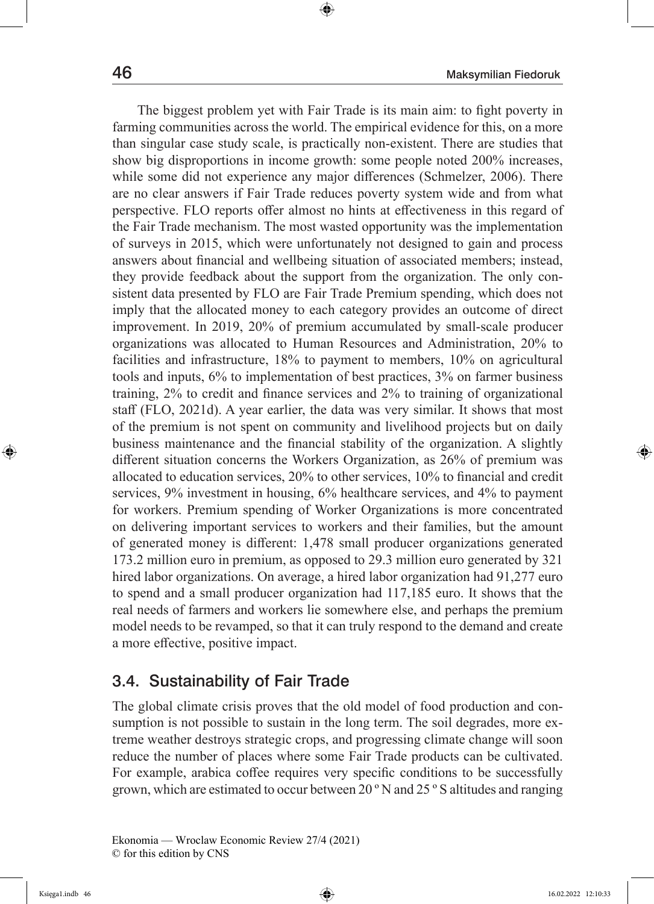The biggest problem yet with Fair Trade is its main aim: to fight poverty in farming communities across the world. The empirical evidence for this, on a more than singular case study scale, is practically non-existent. There are studies that show big disproportions in income growth: some people noted 200% increases, while some did not experience any major differences (Schmelzer, 2006). There are no clear answers if Fair Trade reduces poverty system wide and from what perspective. FLO reports offer almost no hints at effectiveness in this regard of the Fair Trade mechanism. The most wasted opportunity was the implementation of surveys in 2015, which were unfortunately not designed to gain and process answers about financial and wellbeing situation of associated members; instead, they provide feedback about the support from the organization. The only consistent data presented by FLO are Fair Trade Premium spending, which does not imply that the allocated money to each category provides an outcome of direct improvement. In 2019, 20% of premium accumulated by small-scale producer organizations was allocated to Human Resources and Administration, 20% to facilities and infrastructure, 18% to payment to members, 10% on agricultural tools and inputs, 6% to implementation of best practices, 3% on farmer business training, 2% to credit and finance services and 2% to training of organizational staff (FLO, 2021d). A year earlier, the data was very similar. It shows that most of the premium is not spent on community and livelihood projects but on daily business maintenance and the financial stability of the organization. A slightly different situation concerns the Workers Organization, as 26% of premium was allocated to education services, 20% to other services, 10% to financial and credit services, 9% investment in housing, 6% healthcare services, and 4% to payment for workers. Premium spending of Worker Organizations is more concentrated on delivering important services to workers and their families, but the amount of generated money is different: 1,478 small producer organizations generated 173.2 million euro in premium, as opposed to 29.3 million euro generated by 321 hired labor organizations. On average, a hired labor organization had 91,277 euro to spend and a small producer organization had 117,185 euro. It shows that the real needs of farmers and workers lie somewhere else, and perhaps the premium model needs to be revamped, so that it can truly respond to the demand and create a more effective, positive impact.

## 3.4. Sustainability of Fair Trade

The global climate crisis proves that the old model of food production and consumption is not possible to sustain in the long term. The soil degrades, more extreme weather destroys strategic crops, and progressing climate change will soon reduce the number of places where some Fair Trade products can be cultivated. For example, arabica coffee requires very specific conditions to be successfully grown, which are estimated to occur between 20 º N and 25 º S altitudes and ranging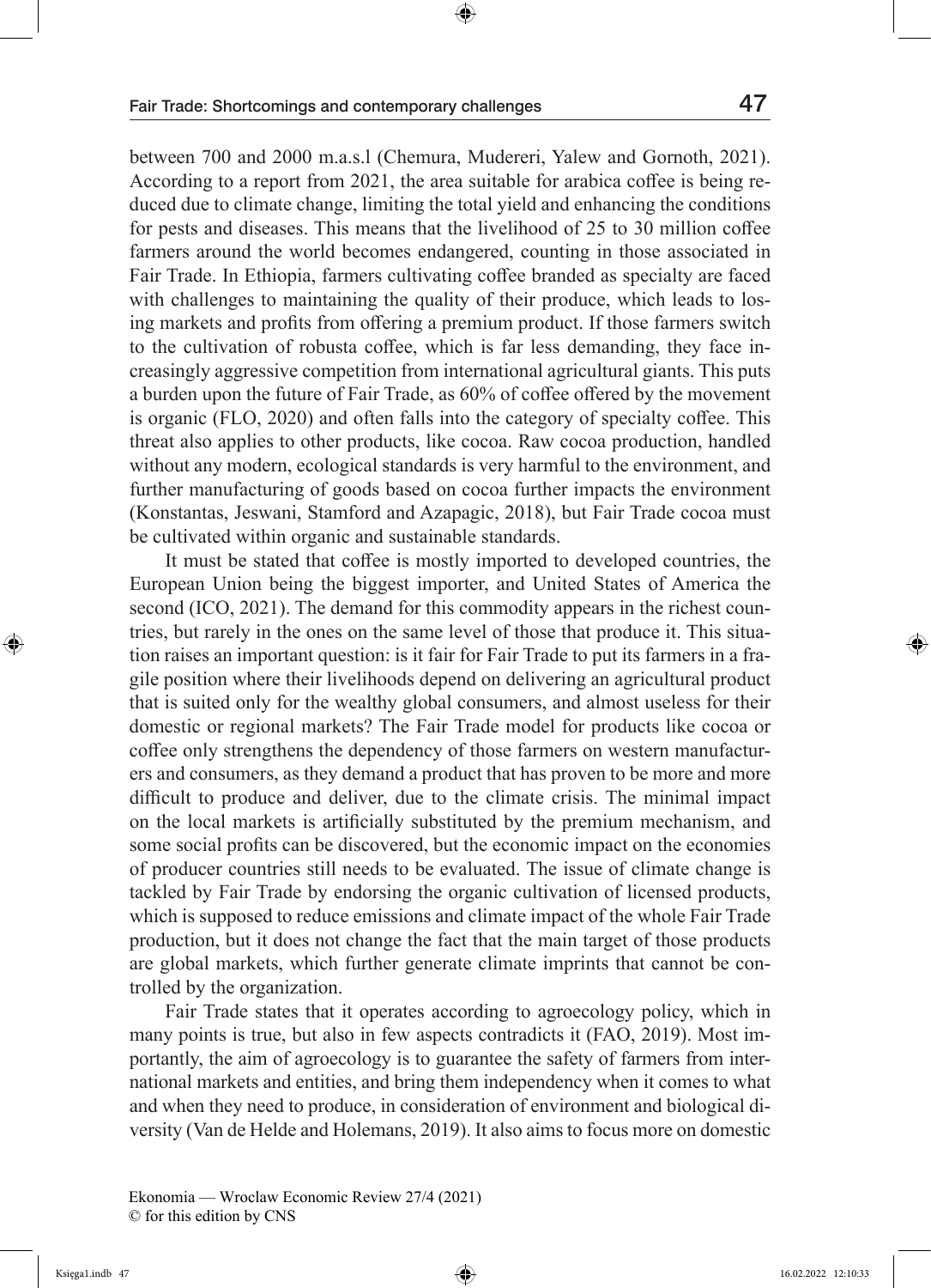between 700 and 2000 m.a.s.l (Chemura, Mudereri, Yalew and Gornoth, 2021). According to a report from 2021, the area suitable for arabica coffee is being reduced due to climate change, limiting the total yield and enhancing the conditions for pests and diseases. This means that the livelihood of 25 to 30 million coffee farmers around the world becomes endangered, counting in those associated in Fair Trade. In Ethiopia, farmers cultivating coffee branded as specialty are faced with challenges to maintaining the quality of their produce, which leads to losing markets and profits from offering a premium product. If those farmers switch to the cultivation of robusta coffee, which is far less demanding, they face increasingly aggressive competition from international agricultural giants. This puts a burden upon the future of Fair Trade, as 60% of coffee offered by the movement is organic (FLO, 2020) and often falls into the category of specialty coffee. This threat also applies to other products, like cocoa. Raw cocoa production, handled without any modern, ecological standards is very harmful to the environment, and further manufacturing of goods based on cocoa further impacts the environment (Konstantas, Jeswani, Stamford and Azapagic, 2018), but Fair Trade cocoa must be cultivated within organic and sustainable standards.

It must be stated that coffee is mostly imported to developed countries, the European Union being the biggest importer, and United States of America the second (ICO, 2021). The demand for this commodity appears in the richest countries, but rarely in the ones on the same level of those that produce it. This situation raises an important question: is it fair for Fair Trade to put its farmers in a fragile position where their livelihoods depend on delivering an agricultural product that is suited only for the wealthy global consumers, and almost useless for their domestic or regional markets? The Fair Trade model for products like cocoa or coffee only strengthens the dependency of those farmers on western manufacturers and consumers, as they demand a product that has proven to be more and more difficult to produce and deliver, due to the climate crisis. The minimal impact on the local markets is artificially substituted by the premium mechanism, and some social profits can be discovered, but the economic impact on the economies of producer countries still needs to be evaluated. The issue of climate change is tackled by Fair Trade by endorsing the organic cultivation of licensed products, which is supposed to reduce emissions and climate impact of the whole Fair Trade production, but it does not change the fact that the main target of those products are global markets, which further generate climate imprints that cannot be controlled by the organization.

Fair Trade states that it operates according to agroecology policy, which in many points is true, but also in few aspects contradicts it (FAO, 2019). Most importantly, the aim of agroecology is to guarantee the safety of farmers from international markets and entities, and bring them independency when it comes to what and when they need to produce, in consideration of environment and biological diversity (Van de Helde and Holemans, 2019). It also aims to focus more on domestic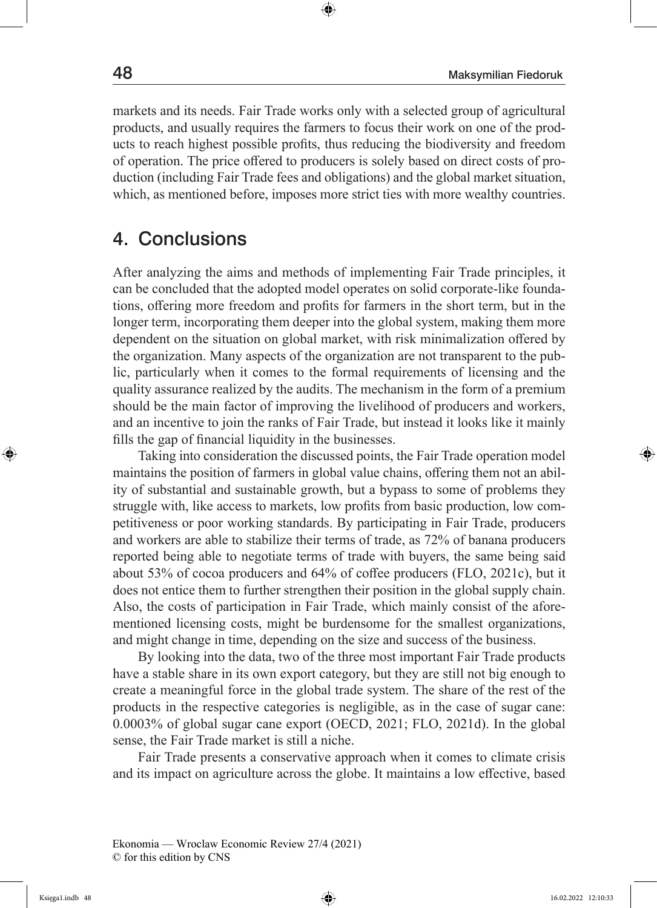markets and its needs. Fair Trade works only with a selected group of agricultural products, and usually requires the farmers to focus their work on one of the products to reach highest possible profits, thus reducing the biodiversity and freedom of operation. The price offered to producers is solely based on direct costs of production (including Fair Trade fees and obligations) and the global market situation, which, as mentioned before, imposes more strict ties with more wealthy countries.

## 4. Conclusions

After analyzing the aims and methods of implementing Fair Trade principles, it can be concluded that the adopted model operates on solid corporate-like foundations, offering more freedom and profits for farmers in the short term, but in the longer term, incorporating them deeper into the global system, making them more dependent on the situation on global market, with risk minimalization offered by the organization. Many aspects of the organization are not transparent to the public, particularly when it comes to the formal requirements of licensing and the quality assurance realized by the audits. The mechanism in the form of a premium should be the main factor of improving the livelihood of producers and workers, and an incentive to join the ranks of Fair Trade, but instead it looks like it mainly fills the gap of financial liquidity in the businesses.

Taking into consideration the discussed points, the Fair Trade operation model maintains the position of farmers in global value chains, offering them not an ability of substantial and sustainable growth, but a bypass to some of problems they struggle with, like access to markets, low profits from basic production, low competitiveness or poor working standards. By participating in Fair Trade, producers and workers are able to stabilize their terms of trade, as 72% of banana producers reported being able to negotiate terms of trade with buyers, the same being said about 53% of cocoa producers and 64% of coffee producers (FLO, 2021c), but it does not entice them to further strengthen their position in the global supply chain. Also, the costs of participation in Fair Trade, which mainly consist of the aforementioned licensing costs, might be burdensome for the smallest organizations, and might change in time, depending on the size and success of the business.

By looking into the data, two of the three most important Fair Trade products have a stable share in its own export category, but they are still not big enough to create a meaningful force in the global trade system. The share of the rest of the products in the respective categories is negligible, as in the case of sugar cane: 0.0003% of global sugar cane export (OECD, 2021; FLO, 2021d). In the global sense, the Fair Trade market is still a niche.

Fair Trade presents a conservative approach when it comes to climate crisis and its impact on agriculture across the globe. It maintains a low effective, based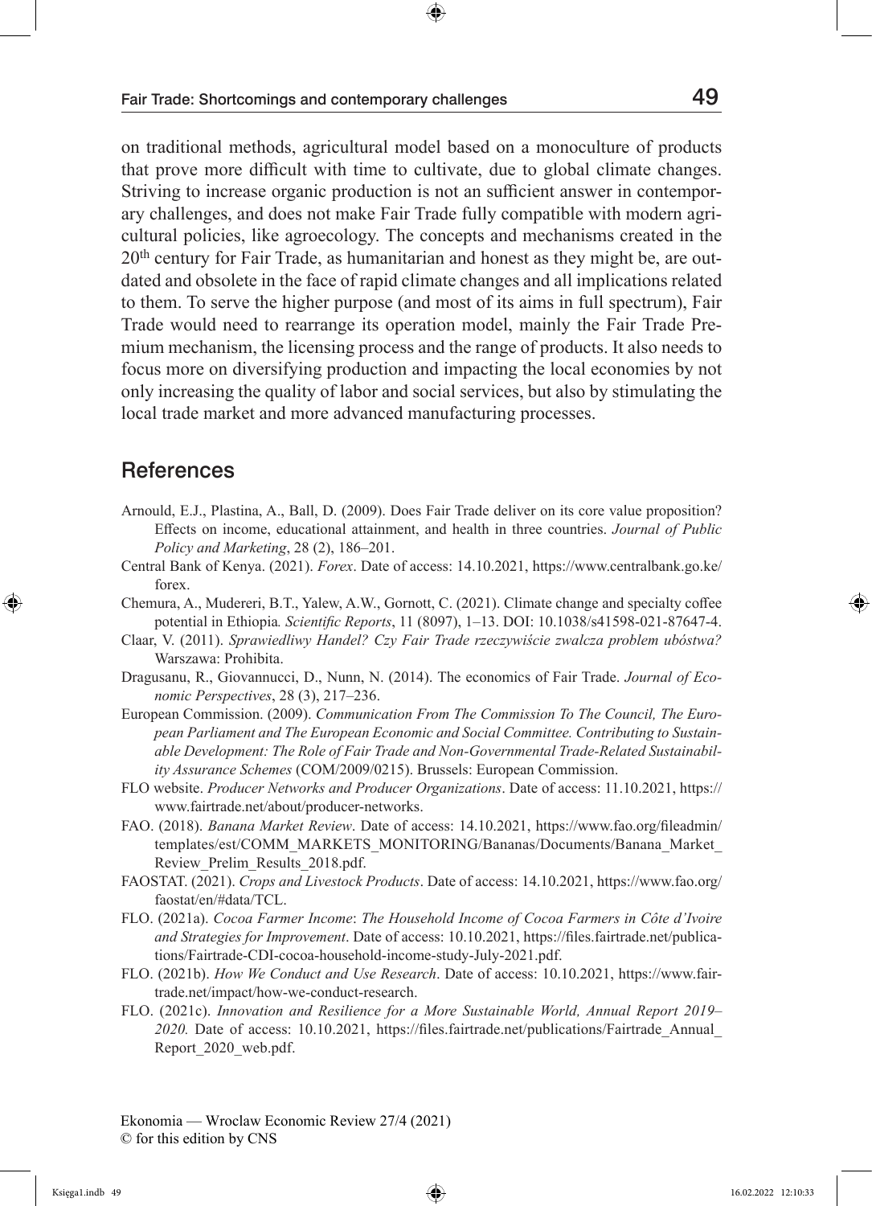on traditional methods, agricultural model based on a monoculture of products that prove more difficult with time to cultivate, due to global climate changes. Striving to increase organic production is not an sufficient answer in contemporary challenges, and does not make Fair Trade fully compatible with modern agricultural policies, like agroecology. The concepts and mechanisms created in the 20th century for Fair Trade, as humanitarian and honest as they might be, are outdated and obsolete in the face of rapid climate changes and all implications related to them. To serve the higher purpose (and most of its aims in full spectrum), Fair Trade would need to rearrange its operation model, mainly the Fair Trade Premium mechanism, the licensing process and the range of products. It also needs to focus more on diversifying production and impacting the local economies by not only increasing the quality of labor and social services, but also by stimulating the local trade market and more advanced manufacturing processes.

## References

Arnould, E.J., Plastina, A., Ball, D. (2009). Does Fair Trade deliver on its core value proposition? Effects on income, educational attainment, and health in three countries. *Journal of Public Policy and Marketing*, 28 (2), 186–201.

Central Bank of Kenya. (2021). *Forex*. Date of access: 14.10.2021, https://www.centralbank.go.ke/forex.

Chemura, A., Mudereri, B.T., Yalew, A.W., Gornott, C. (2021). Climate change and specialty coffee potential in Ethiopia*. Scientific Reports*, 11 (8097), 1–13. DOI: 10.1038/s41598-021-87647-4.

Claar, V. (2011). *Sprawiedliwy Handel? Czy Fair Trade rzeczywiście zwalcza problem ubóstwa?* Warszawa: Prohibita.

Dragusanu, R., Giovannucci, D., Nunn, N. (2014). The economics of Fair Trade. *Journal of Economic Perspectives*, 28 (3), 217–236.

European Commission. (2009). *Communication From The Commission To The Council, The European Parliament and The European Economic and Social Committee. Contributing to Sustainable Development: The Role of Fair Trade and Non-Governmental Trade-Related Sustainability Assurance Schemes* (COM/2009/0215). Brussels: European Commission.

FLO website. *Producer Networks and Producer Organizations*. Date of access: 11.10.2021, https://www.fairtrade.net/about/producer-networks.

FAO. (2018). *Banana Market Review*. Date of access: 14.10.2021, https://www.fao.org/fileadmin/templates/est/COMM_MARKETS_MONITORING/Bananas/Documents/Banana_Market_Review_Prelim_Results_2018.pdf.

FAOSTAT. (2021). *Crops and Livestock Products*. Date of access: 14.10.2021, https://www.fao.org/faostat/en/#data/TCL.

FLO. (2021a). *Cocoa Farmer Income*: *The Household Income of Cocoa Farmers in Côte d'Ivoire and Strategies for Improvement*. Date of access: 10.10.2021, https://files.fairtrade.net/publications/Fairtrade-CDI-cocoa-household-income-study-July-2021.pdf.

FLO. (2021b). *How We Conduct and Use Research*. Date of access: 10.10.2021, https://www.fairtrade.net/impact/how-we-conduct-research.

FLO. (2021c). *Innovation and Resilience for a More Sustainable World, Annual Report 2019–2020.* Date of access: 10.10.2021, https://files.fairtrade.net/publications/Fairtrade_Annual_Report_2020_web.pdf.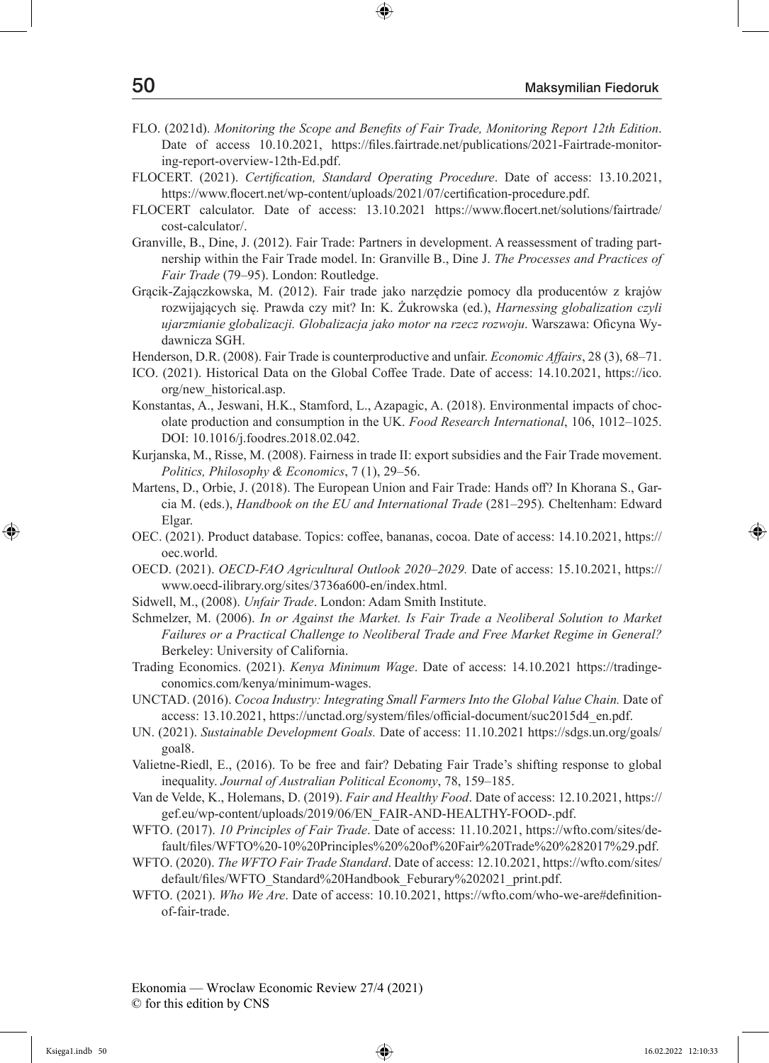FLO. (2021d). *Monitoring the Scope and Benefits of Fair Trade, Monitoring Report 12th Edition*. Date of access 10.10.2021, https://files.fairtrade.net/publications/2021-Fairtrade-monitoring-report-overview-12th-Ed.pdf.

FLOCERT. (2021). *Certification, Standard Operating Procedure*. Date of access: 13.10.2021, https://www.flocert.net/wp-content/uploads/2021/07/certification-procedure.pdf.

FLOCERT calculator. Date of access: 13.10.2021 https://www.flocert.net/solutions/fairtrade/cost-calculator/.

Granville, B., Dine, J. (2012). Fair Trade: Partners in development. A reassessment of trading partnership within the Fair Trade model. In: Granville B., Dine J. *The Processes and Practices of Fair Trade* (79–95). London: Routledge.

Grącik-Zajączkowska, M. (2012). Fair trade jako narzędzie pomocy dla producentów z krajów rozwijających się. Prawda czy mit? In: K. Żukrowska (ed.), *Harnessing globalization czyli ujarzmianie globalizacji. Globalizacja jako motor na rzecz rozwoju*. Warszawa: Oficyna Wydawnicza SGH.

Henderson, D.R. (2008). Fair Trade is counterproductive and unfair. *Economic Affairs*, 28 (3), 68–71.

ICO. (2021). Historical Data on the Global Coffee Trade. Date of access: 14.10.2021, https://ico.org/new_historical.asp.

Konstantas, A., Jeswani, H.K., Stamford, L., Azapagic, A. (2018). Environmental impacts of chocolate production and consumption in the UK. *Food Research International*, 106, 1012–1025. DOI: 10.1016/j.foodres.2018.02.042.

Kurjanska, M., Risse, M. (2008). Fairness in trade II: export subsidies and the Fair Trade movement. *Politics, Philosophy & Economics*, 7 (1), 29–56.

Martens, D., Orbie, J. (2018). The European Union and Fair Trade: Hands off? In Khorana S., Garcia M. (eds.), *Handbook on the EU and International Trade* (281–295). Cheltenham: Edward Elgar.

OEC. (2021). Product database. Topics: coffee, bananas, cocoa. Date of access: 14.10.2021, https://oec.world.

OECD. (2021). *OECD-FAO Agricultural Outlook 2020–2029.* Date of access: 15.10.2021, https://www.oecd-ilibrary.org/sites/3736a600-en/index.html.

Sidwell, M., (2008). *Unfair Trade*. London: Adam Smith Institute.

Schmelzer, M. (2006). *In or Against the Market. Is Fair Trade a Neoliberal Solution to Market Failures or a Practical Challenge to Neoliberal Trade and Free Market Regime in General?* Berkeley: University of California.

Trading Economics. (2021). *Kenya Minimum Wage*. Date of access: 14.10.2021 https://tradingeconomics.com/kenya/minimum-wages.

UNCTAD. (2016). *Cocoa Industry: Integrating Small Farmers Into the Global Value Chain.* Date of access: 13.10.2021, https://unctad.org/system/files/official-document/suc2015d4_en.pdf.

UN. (2021). *Sustainable Development Goals.* Date of access: 11.10.2021 https://sdgs.un.org/goals/goal8.

Valietne-Riedl, E., (2016). To be free and fair? Debating Fair Trade's shifting response to global inequality. *Journal of Australian Political Economy*, 78, 159–185.

Van de Velde, K., Holemans, D. (2019). *Fair and Healthy Food*. Date of access: 12.10.2021, https://gef.eu/wp-content/uploads/2019/06/EN_FAIR-AND-HEALTHY-FOOD-.pdf.

WFTO. (2017). *10 Principles of Fair Trade*. Date of access: 11.10.2021, https://wfto.com/sites/default/files/WFTO%20-10%20Principles%20%20of%20Fair%20Trade%20%282017%29.pdf.

WFTO. (2020). *The WFTO Fair Trade Standard*. Date of access: 12.10.2021, https://wfto.com/sites/default/files/WFTO_Standard%20Handbook_Feburary%202021_print.pdf.

WFTO. (2021). *Who We Are*. Date of access: 10.10.2021, https://wfto.com/who-we-are#definition-of-fair-trade.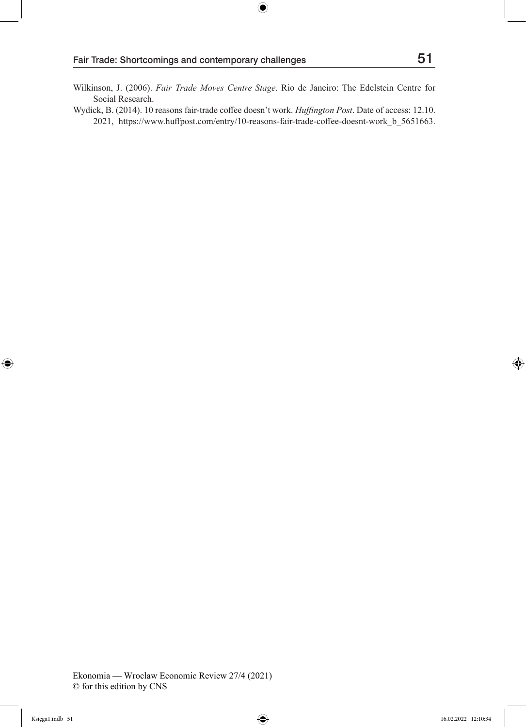Wilkinson, J. (2006). *Fair Trade Moves Centre Stage*. Rio de Janeiro: The Edelstein Centre for Social Research.

Wydick, B. (2014). 10 reasons fair-trade coffee doesn't work. *Huffington Post*. Date of access: 12.10. 2021, https://www.huffpost.com/entry/10-reasons-fair-trade-coffee-doesnt-work_b_5651663.